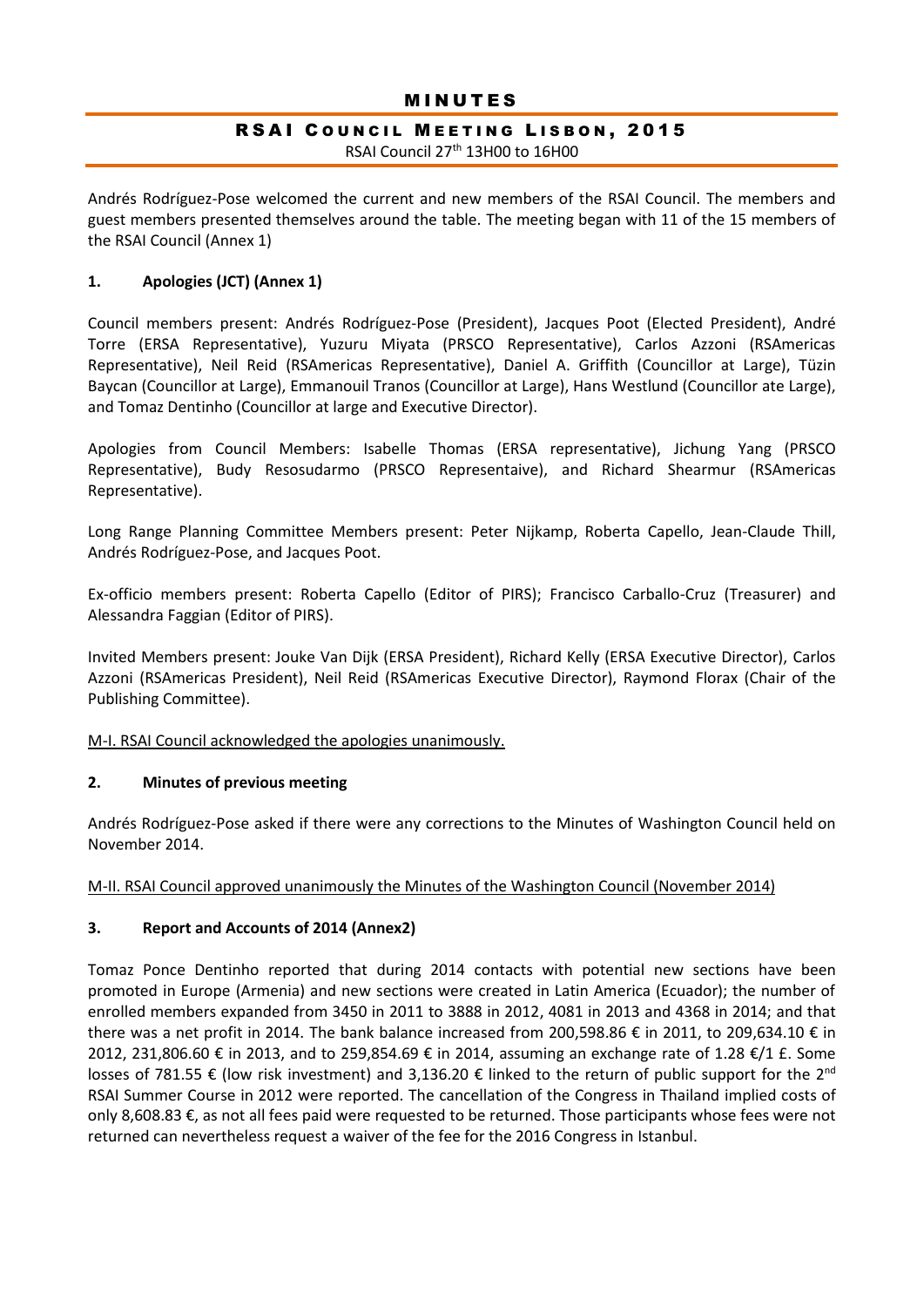# MINUTES

## RSAI COUNCIL MEETING LISBON, 2015

RSAI Council 27th 13H00 to 16H00

Andrés Rodríguez-Pose welcomed the current and new members of the RSAI Council. The members and guest members presented themselves around the table. The meeting began with 11 of the 15 members of the RSAI Council (Annex 1)

### 1. Apologies (JCT) (Annex 1)

Council members present: Andrés Rodríguez-Pose (President), Jacques Poot (Elected President), André Torre (ERSA Representative), Yuzuru Miyata (PRSCO Representative), Carlos Azzoni (RSAmericas Representative), Neil Reid (RSAmericas Representative), Daniel A. Griffith (Councillor at Large), Tüzin Baycan (Councillor at Large), Emmanouil Tranos (Councillor at Large), Hans Westlund (Councillor ate Large), and Tomaz Dentinho (Councillor at large and Executive Director).

Apologies from Council Members: Isabelle Thomas (ERSA representative), Jichung Yang (PRSCO Representative), Budy Resosudarmo (PRSCO Represantaive), and Richard Shearmur (RSAmericas Representative).

Long Range Planning Committee Members present: Peter Nijkamp, Roberta Capello, Jean-Claude Thill, Andrés Rodríguez-Pose, and Jacques Poot.

Ex-officio members present: Roberta Capello (Editor of PIRS); Francisco Carballo-Cruz (Treasurer) and Alessandra Faggian (Editor of PIRS).

Invited Members present: Jouke Van Dijk (ERSA President), Richard Kelly (ERSA Executive Director), Carlos Azzoni (RSAmericas President), Neil Reid (RSAmericas Executive Director), Raymond Florax (Chair of the Publishing Committee).

M-I. RSAI Council acknowledged the apologies unanimously.

### 2. Minutes of previous meeting

Andrés Rodríguez-Pose asked if there were any corrections to the Minutes of Washington Council held on November 2014.

M-II. RSAI Council approved unanimously the Minutes of the Washington Council (November 2014)

### 3. Report and Accounts of 2014 (Annex2)

Tomaz Ponce Dentinho reported that during 2014 contacts with potential new sections have been promoted in Europe (Armenia) and new sections were created in Latin America (Ecuador); the number of enrolled members expanded from 3450 in 2011 to 3888 in 2012, 4081 in 2013 and 4368 in 2014; and that there was a net profit in 2014. The bank balance increased from 200,598.86 € in 2011, to 209,634.10 € in 2012, 231,806.60 € in 2013, and to 259,854.69 € in 2014, assuming an exchange rate of 1.28 €/1 £. Some losses of 781.55 € (low risk investment) and 3,136.20 € linked to the return of public support for the 2nd RSAI Summer Course in 2012 were reported. The cancellation of the Congress in Thailand implied costs of only 8,608.83 €, as not all fees paid were requested to be returned. Those participants whose fees were not returned can nevertheless request a waiver of the fee for the 2016 Congress in Istanbul.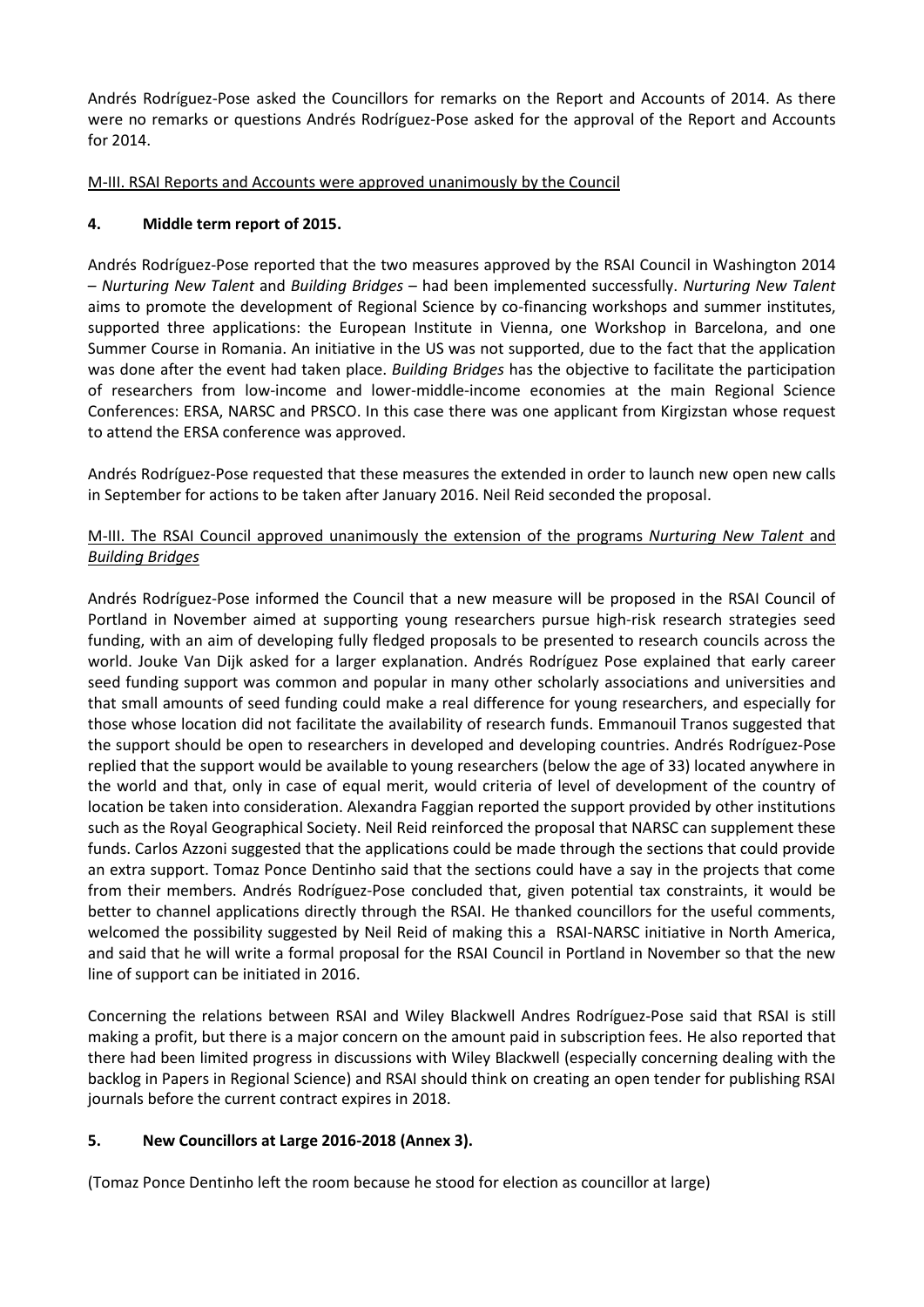Andrés Rodríguez-Pose asked the Councillors for remarks on the Report and Accounts of 2014. As there were no remarks or questions Andrés Rodríguez-Pose asked for the approval of the Report and Accounts for 2014.

M-III. RSAI Reports and Accounts were approved unanimously by the Council

## 4. Middle term report of 2015.

Andrés Rodríguez-Pose reported that the two measures approved by the RSAI Council in Washington 2014 – *Nurturing New Talent* and *Building Bridges* – had been implemented successfully. *Nurturing New Talent* aims to promote the development of Regional Science by co-financing workshops and summer institutes, supported three applications: the European Institute in Vienna, one Workshop in Barcelona, and one Summer Course in Romania. An initiative in the US was not supported, due to the fact that the application was done after the event had taken place. *Building Bridges* has the objective to facilitate the participation of researchers from low-income and lower-middle-income economies at the main Regional Science Conferences: ERSA, NARSC and PRSCO. In this case there was one applicant from Kirgizstan whose request to attend the ERSA conference was approved.

Andrés Rodríguez-Pose requested that these measures the extended in order to launch new open new calls in September for actions to be taken after January 2016. Neil Reid seconded the proposal.

M-III. The RSAI Council approved unanimously the extension of the programs *Nurturing New Talent* and *Building Bridges*

Andrés Rodríguez-Pose informed the Council that a new measure will be proposed in the RSAI Council of Portland in November aimed at supporting young researchers pursue high-risk research strategies seed funding, with an aim of developing fully fledged proposals to be presented to research councils across the world. Jouke Van Dijk asked for a larger explanation. Andrés Rodríguez Pose explained that early career seed funding support was common and popular in many other scholarly associations and universities and that small amounts of seed funding could make a real difference for young researchers, and especially for those whose location did not facilitate the availability of research funds. Emmanouil Tranos suggested that the support should be open to researchers in developed and developing countries. Andrés Rodríguez-Pose replied that the support would be available to young researchers (below the age of 33) located anywhere in the world and that, only in case of equal merit, would criteria of level of development of the country of location be taken into consideration. Alexandra Faggian reported the support provided by other institutions such as the Royal Geographical Society. Neil Reid reinforced the proposal that NARSC can supplement these funds. Carlos Azzoni suggested that the applications could be made through the sections that could provide an extra support. Tomaz Ponce Dentinho said that the sections could have a say in the projects that come from their members. Andrés Rodríguez-Pose concluded that, given potential tax constraints, it would be better to channel applications directly through the RSAI. He thanked councillors for the useful comments, welcomed the possibility suggested by Neil Reid of making this a RSAI-NARSC initiative in North America, and said that he will write a formal proposal for the RSAI Council in Portland in November so that the new line of support can be initiated in 2016.

Concerning the relations between RSAI and Wiley Blackwell Andres Rodríguez-Pose said that RSAI is still making a profit, but there is a major concern on the amount paid in subscription fees. He also reported that there had been limited progress in discussions with Wiley Blackwell (especially concerning dealing with the backlog in Papers in Regional Science) and RSAI should think on creating an open tender for publishing RSAI journals before the current contract expires in 2018.

## 5. New Councillors at Large 2016-2018 (Annex 3).

(Tomaz Ponce Dentinho left the room because he stood for election as councillor at large)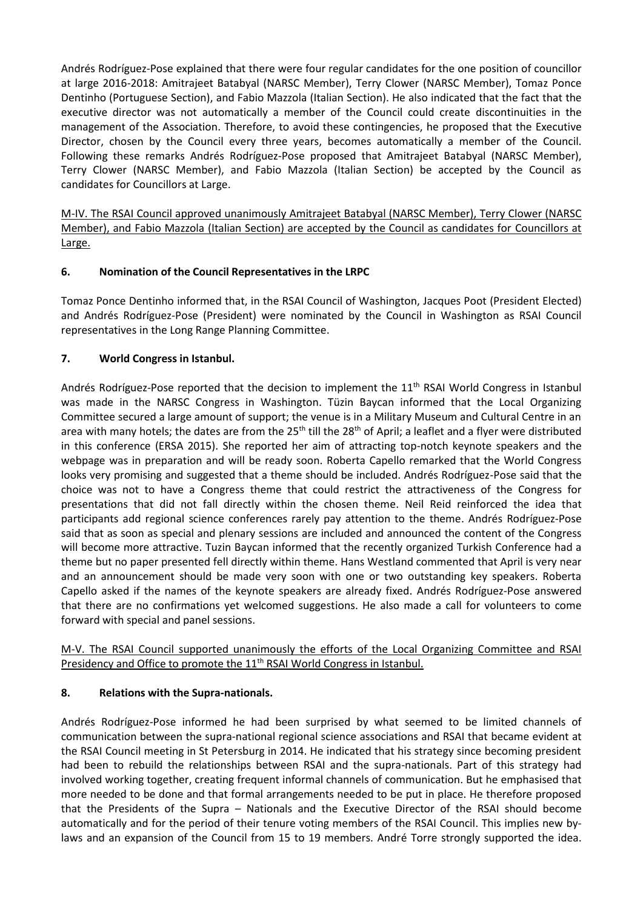Andrés Rodríguez-Pose explained that there were four regular candidates for the one position of councillor at large 2016-2018: Amitrajeet Batabyal (NARSC Member), Terry Clower (NARSC Member), Tomaz Ponce Dentinho (Portuguese Section), and Fabio Mazzola (Italian Section). He also indicated that the fact that the executive director was not automatically a member of the Council could create discontinuities in the management of the Association. Therefore, to avoid these contingencies, he proposed that the Executive Director, chosen by the Council every three years, becomes automatically a member of the Council. Following these remarks Andrés Rodríguez-Pose proposed that Amitrajeet Batabyal (NARSC Member), Terry Clower (NARSC Member), and Fabio Mazzola (Italian Section) be accepted by the Council as candidates for Councillors at Large.

M-IV. The RSAI Council approved unanimously Amitrajeet Batabyal (NARSC Member), Terry Clower (NARSC Member), and Fabio Mazzola (Italian Section) are accepted by the Council as candidates for Councillors at Large.

## 6. Nomination of the Council Representatives in the LRPC

Tomaz Ponce Dentinho informed that, in the RSAI Council of Washington, Jacques Poot (President Elected) and Andrés Rodríguez-Pose (President) were nominated by the Council in Washington as RSAI Council representatives in the Long Range Planning Committee.

## 7. World Congress in Istanbul.

Andrés Rodríguez-Pose reported that the decision to implement the 11th RSAI World Congress in Istanbul was made in the NARSC Congress in Washington. Tüzin Baycan informed that the Local Organizing Committee secured a large amount of support; the venue is in a Military Museum and Cultural Centre in an area with many hotels; the dates are from the 25th till the 28th of April; a leaflet and a flyer were distributed in this conference (ERSA 2015). She reported her aim of attracting top-notch keynote speakers and the webpage was in preparation and will be ready soon. Roberta Capello remarked that the World Congress looks very promising and suggested that a theme should be included. Andrés Rodríguez-Pose said that the choice was not to have a Congress theme that could restrict the attractiveness of the Congress for presentations that did not fall directly within the chosen theme. Neil Reid reinforced the idea that participants add regional science conferences rarely pay attention to the theme. Andrés Rodríguez-Pose said that as soon as special and plenary sessions are included and announced the content of the Congress will become more attractive. Tuzin Baycan informed that the recently organized Turkish Conference had a theme but no paper presented fell directly within theme. Hans Westland commented that April is very near and an announcement should be made very soon with one or two outstanding key speakers. Roberta Capello asked if the names of the keynote speakers are already fixed. Andrés Rodríguez-Pose answered that there are no confirmations yet welcomed suggestions. He also made a call for volunteers to come forward with special and panel sessions.

M-V. The RSAI Council supported unanimously the efforts of the Local Organizing Committee and RSAI Presidency and Office to promote the 11th RSAI World Congress in Istanbul.

## 8. Relations with the Supra-nationals.

Andrés Rodríguez-Pose informed he had been surprised by what seemed to be limited channels of communication between the supra-national regional science associations and RSAI that became evident at the RSAI Council meeting in St Petersburg in 2014. He indicated that his strategy since becoming president had been to rebuild the relationships between RSAI and the supra-nationals. Part of this strategy had involved working together, creating frequent informal channels of communication. But he emphasised that more needed to be done and that formal arrangements needed to be put in place. He therefore proposed that the Presidents of the Supra – Nationals and the Executive Director of the RSAI should become automatically and for the period of their tenure voting members of the RSAI Council. This implies new by-laws and an expansion of the Council from 15 to 19 members. André Torre strongly supported the idea.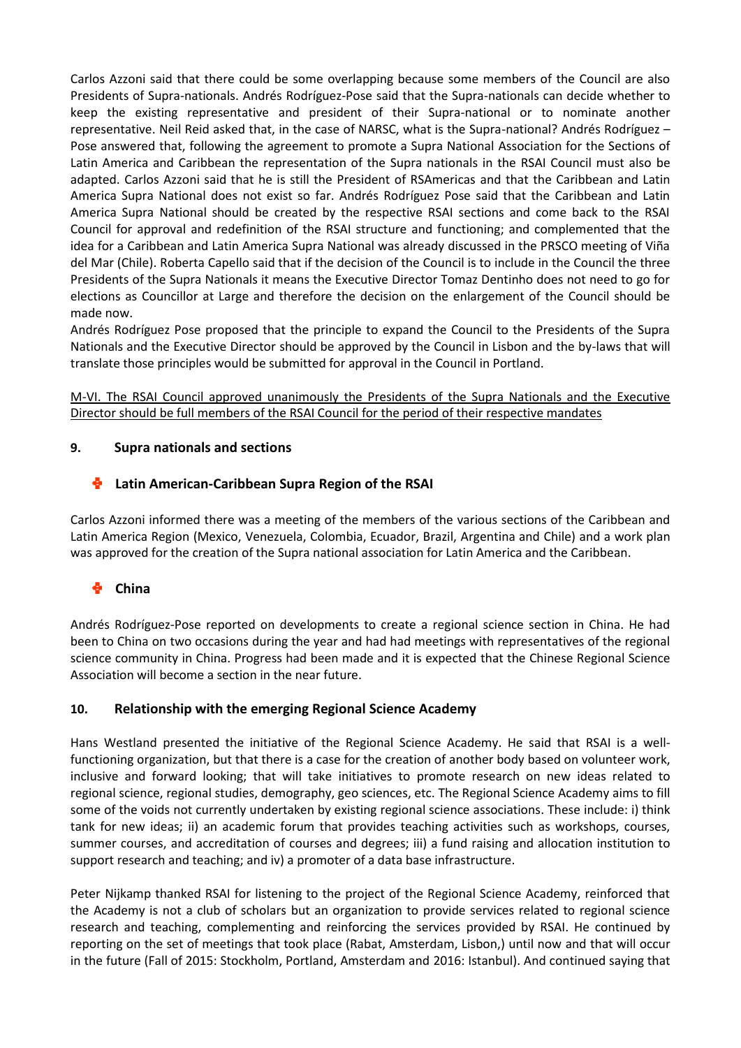Carlos Azzoni said that there could be some overlapping because some members of the Council are also Presidents of Supra-nationals. Andrés Rodríguez-Pose said that the Supra-nationals can decide whether to keep the existing representative and president of their Supra-national or to nominate another representative. Neil Reid asked that, in the case of NARSC, what is the Supra-national? Andrés Rodríguez – Pose answered that, following the agreement to promote a Supra National Association for the Sections of Latin America and Caribbean the representation of the Supra nationals in the RSAI Council must also be adapted. Carlos Azzoni said that he is still the President of RSAmericas and that the Caribbean and Latin America Supra National does not exist so far. Andrés Rodríguez Pose said that the Caribbean and Latin America Supra National should be created by the respective RSAI sections and come back to the RSAI Council for approval and redefinition of the RSAI structure and functioning; and complemented that the idea for a Caribbean and Latin America Supra National was already discussed in the PRSCO meeting of Viña del Mar (Chile). Roberta Capello said that if the decision of the Council is to include in the Council the three Presidents of the Supra Nationals it means the Executive Director Tomaz Dentinho does not need to go for elections as Councillor at Large and therefore the decision on the enlargement of the Council should be made now.

Andrés Rodríguez Pose proposed that the principle to expand the Council to the Presidents of the Supra Nationals and the Executive Director should be approved by the Council in Lisbon and the by-laws that will translate those principles would be submitted for approval in the Council in Portland.

<u>M-VI. The RSAI Council approved unanimously the Presidents of the Supra Nationals and the Executive Director should be full members of the RSAI Council for the period of their respective mandates</u>

## 9. Supra nationals and sections

### Latin American-Caribbean Supra Region of the RSAI

Carlos Azzoni informed there was a meeting of the members of the various sections of the Caribbean and Latin America Region (Mexico, Venezuela, Colombia, Ecuador, Brazil, Argentina and Chile) and a work plan was approved for the creation of the Supra national association for Latin America and the Caribbean.

### China

Andrés Rodríguez-Pose reported on developments to create a regional science section in China. He had been to China on two occasions during the year and had had meetings with representatives of the regional science community in China. Progress had been made and it is expected that the Chinese Regional Science Association will become a section in the near future.

## 10. Relationship with the emerging Regional Science Academy

Hans Westland presented the initiative of the Regional Science Academy. He said that RSAI is a well-functioning organization, but that there is a case for the creation of another body based on volunteer work, inclusive and forward looking; that will take initiatives to promote research on new ideas related to regional science, regional studies, demography, geo sciences, etc. The Regional Science Academy aims to fill some of the voids not currently undertaken by existing regional science associations. These include: i) think tank for new ideas; ii) an academic forum that provides teaching activities such as workshops, courses, summer courses, and accreditation of courses and degrees; iii) a fund raising and allocation institution to support research and teaching; and iv) a promoter of a data base infrastructure.

Peter Nijkamp thanked RSAI for listening to the project of the Regional Science Academy, reinforced that the Academy is not a club of scholars but an organization to provide services related to regional science research and teaching, complementing and reinforcing the services provided by RSAI. He continued by reporting on the set of meetings that took place (Rabat, Amsterdam, Lisbon,) until now and that will occur in the future (Fall of 2015: Stockholm, Portland, Amsterdam and 2016: Istanbul). And continued saying that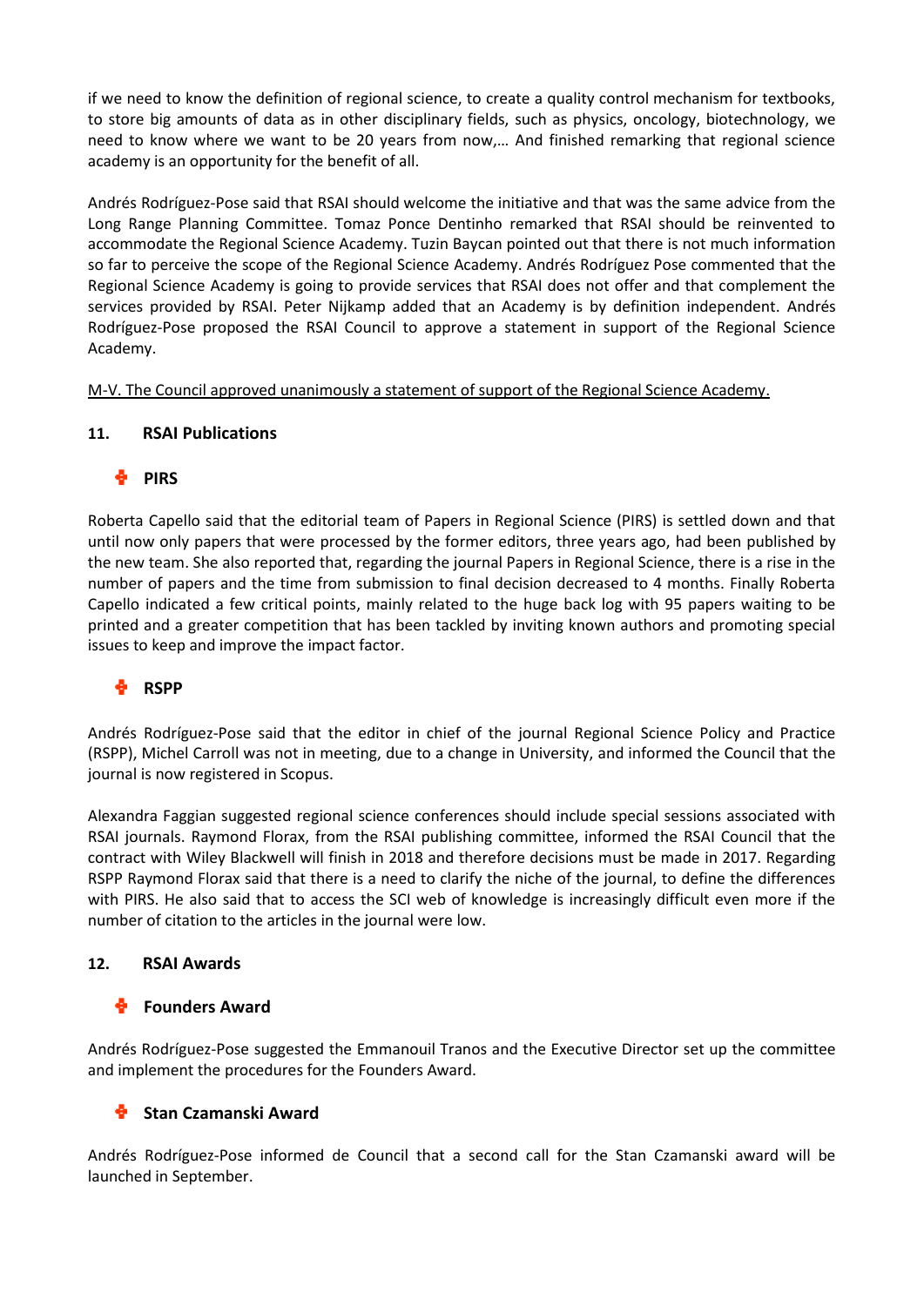if we need to know the definition of regional science, to create a quality control mechanism for textbooks, to store big amounts of data as in other disciplinary fields, such as physics, oncology, biotechnology, we need to know where we want to be 20 years from now,… And finished remarking that regional science academy is an opportunity for the benefit of all.

Andrés Rodríguez-Pose said that RSAI should welcome the initiative and that was the same advice from the Long Range Planning Committee. Tomaz Ponce Dentinho remarked that RSAI should be reinvented to accommodate the Regional Science Academy. Tuzin Baycan pointed out that there is not much information so far to perceive the scope of the Regional Science Academy. Andrés Rodríguez Pose commented that the Regional Science Academy is going to provide services that RSAI does not offer and that complement the services provided by RSAI. Peter Nijkamp added that an Academy is by definition independent. Andrés Rodríguez-Pose proposed the RSAI Council to approve a statement in support of the Regional Science Academy.

<u>M-V. The Council approved unanimously a statement of support of the Regional Science Academy.</u>

## 11. RSAI Publications

### PIRS

Roberta Capello said that the editorial team of Papers in Regional Science (PIRS) is settled down and that until now only papers that were processed by the former editors, three years ago, had been published by the new team. She also reported that, regarding the journal Papers in Regional Science, there is a rise in the number of papers and the time from submission to final decision decreased to 4 months. Finally Roberta Capello indicated a few critical points, mainly related to the huge back log with 95 papers waiting to be printed and a greater competition that has been tackled by inviting known authors and promoting special issues to keep and improve the impact factor.

### RSPP

Andrés Rodríguez-Pose said that the editor in chief of the journal Regional Science Policy and Practice (RSPP), Michel Carroll was not in meeting, due to a change in University, and informed the Council that the journal is now registered in Scopus.

Alexandra Faggian suggested regional science conferences should include special sessions associated with RSAI journals. Raymond Florax, from the RSAI publishing committee, informed the RSAI Council that the contract with Wiley Blackwell will finish in 2018 and therefore decisions must be made in 2017. Regarding RSPP Raymond Florax said that there is a need to clarify the niche of the journal, to define the differences with PIRS. He also said that to access the SCI web of knowledge is increasingly difficult even more if the number of citation to the articles in the journal were low.

## 12. RSAI Awards

### Founders Award

Andrés Rodríguez-Pose suggested the Emmanouil Tranos and the Executive Director set up the committee and implement the procedures for the Founders Award.

### Stan Czamanski Award

Andrés Rodríguez-Pose informed de Council that a second call for the Stan Czamanski award will be launched in September.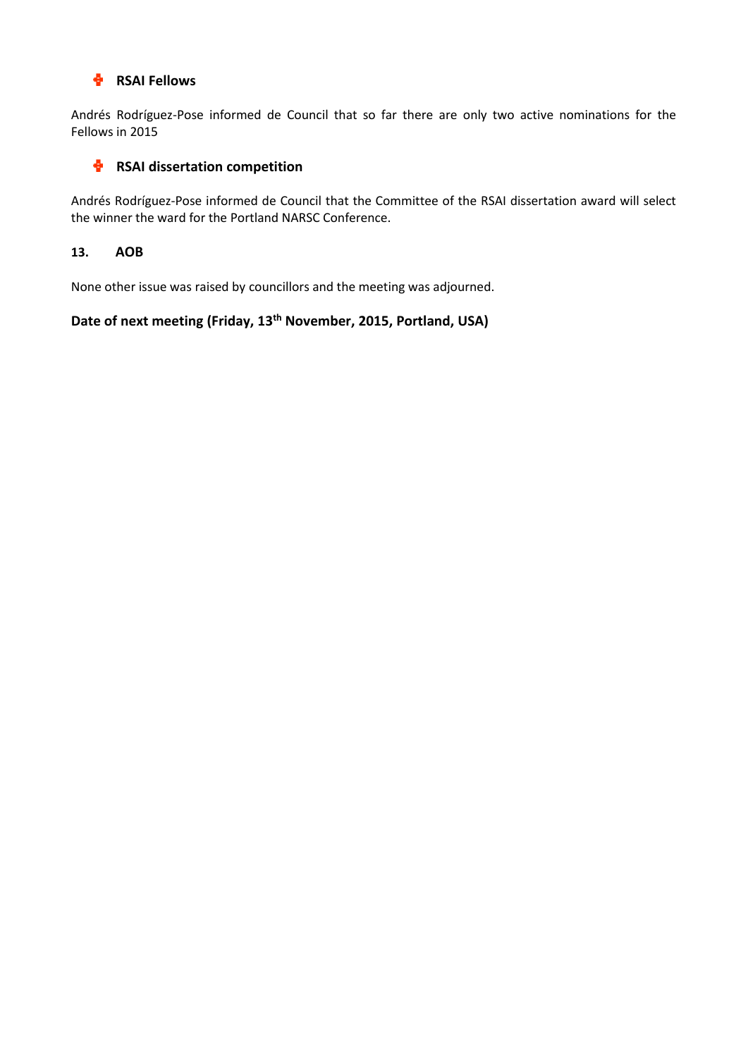### RSAI Fellows

Andrés Rodríguez-Pose informed de Council that so far there are only two active nominations for the Fellows in 2015

### RSAI dissertation competition

Andrés Rodríguez-Pose informed de Council that the Committee of the RSAI dissertation award will select the winner the ward for the Portland NARSC Conference.

## 13. AOB

None other issue was raised by councillors and the meeting was adjourned.

**Date of next meeting (Friday, 13th November, 2015, Portland, USA)**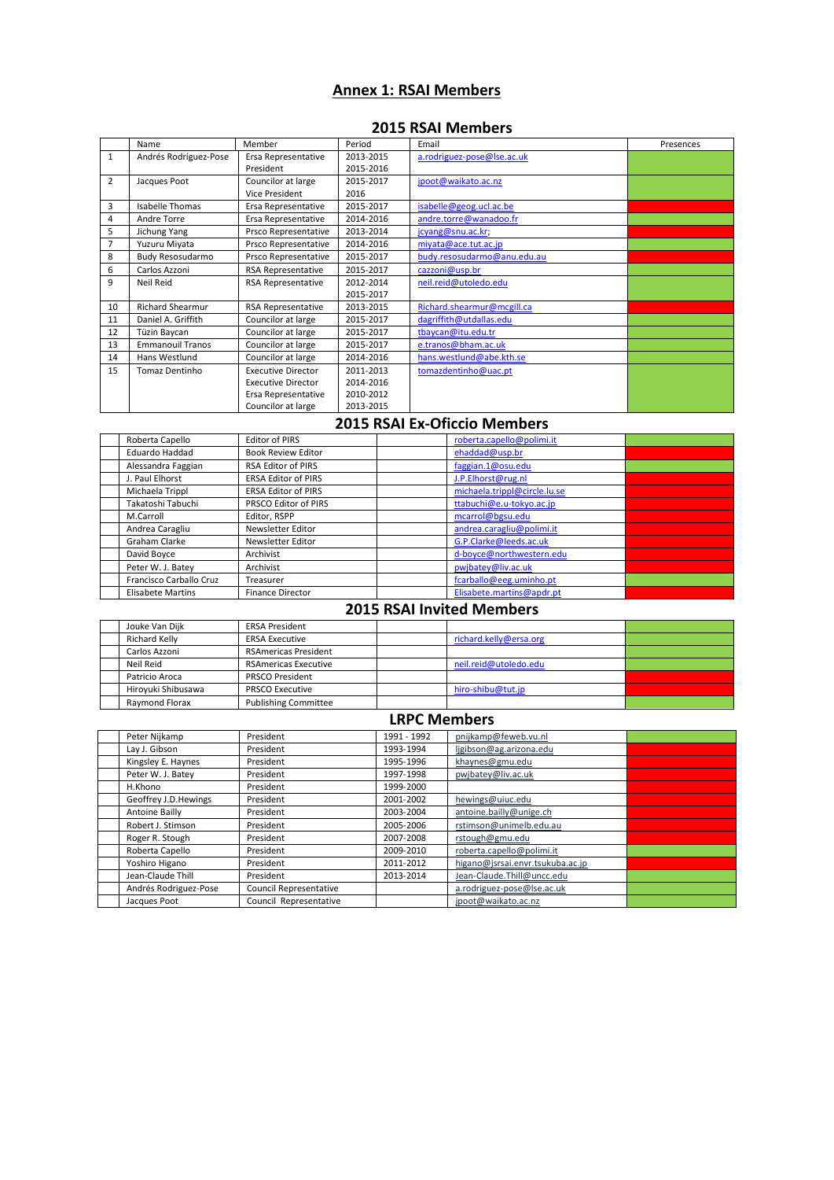## Annex 1: RSAI Members

### 2015 RSAI Members

| | Name | Member | Period | Email | Presences |
|---|---|---|---|---|---|
| 1 | Andrés Rodríguez-Pose | Ersa Representative<br>President | 2013-2015<br>2015-2016 | a.rodriguez-pose@lse.ac.uk | |
| 2 | Jacques Poot | Councilor at large<br>Vice President | 2015-2017<br>2016 | jpoot@waikato.ac.nz | |
| 3 | Isabelle Thomas | Ersa Representative | 2015-2017 | isabelle@geog.ucl.ac.be | |
| 4 | Andre Torre | Ersa Representative | 2014-2016 | andre.torre@wanadoo.fr | |
| 5 | Jichung Yang | Prsco Representative | 2013-2014 | jcyang@snu.ac.kr; | |
| 7 | Yuzuru Miyata | Prsco Representative | 2014-2016 | miyata@ace.tut.ac.jp | |
| 8 | Budy Resosudarmo | Prsco Representative | 2015-2017 | budy.resosudarmo@anu.edu.au | |
| 6 | Carlos Azzoni | RSA Representative | 2015-2017 | cazzoni@usp.br | |
| 9 | Neil Reid | RSA Representative | 2012-2014<br>2015-2017 | neil.reid@utoledo.edu | |
| 10 | Richard Shearmur | RSA Representative | 2013-2015 | Richard.shearmur@mcgill.ca | |
| 11 | Daniel A. Griffith | Councilor at large | 2015-2017 | dagriffith@utdallas.edu | |
| 12 | Tüzin Baycan | Councilor at large | 2015-2017 | tbaycan@itu.edu.tr | |
| 13 | Emmanouil Tranos | Councilor at large | 2015-2017 | e.tranos@bham.ac.uk | |
| 14 | Hans Westlund | Councilor at large | 2014-2016 | hans.westlund@abe.kth.se | |
| 15 | Tomaz Dentinho | Executive Director<br>Executive Director<br>Ersa Representative<br>Councilor at large | 2011-2013<br>2014-2016<br>2010-2012<br>2013-2015 | tomazdentinho@uac.pt | |

### 2015 RSAI Ex-Oficcio Members

| | | | | | |
|---|---|---|---|---|---|
| | Roberta Capello | Editor of PIRS | | roberta.capello@polimi.it | |
| | Eduardo Haddad | Book Review Editor | | ehaddad@usp.br | |
| | Alessandra Faggian | RSA Editor of PIRS | | faggian.1@osu.edu | |
| | J. Paul Elhorst | ERSA Editor of PIRS | | J.P.Elhorst@rug.nl | |
| | Michaela Trippl | ERSA Editor of PIRS | | michaela.trippl@circle.lu.se | |
| | Takatoshi Tabuchi | PRSCO Editor of PIRS | | ttabuchi@e.u-tokyo.ac.jp | |
| | M.Carroll | Editor, RSPP | | mcarrol@bgsu.edu | |
| | Andrea Caragliu | Newsletter Editor | | andrea.caragliu@polimi.it | |
| | Graham Clarke | Newsletter Editor | | G.P.Clarke@leeds.ac.uk | |
| | David Boyce | Archivist | | d-boyce@northwestern.edu | |
| | Peter W. J. Batey | Archivist | | pwjbatey@liv.ac.uk | |
| | Francisco Carballo Cruz | Treasurer | | fcarballo@eeg.uminho.pt | |
| | Elisabete Martins | Finance Director | | Elisabete.martins@apdr.pt | |

### 2015 RSAI Invited Members

| | | | | | |
|---|---|---|---|---|---|
| | Jouke Van Dijk | ERSA President | | | |
| | Richard Kelly | ERSA Executive | | richard.kelly@ersa.org | |
| | Carlos Azzoni | RSAmericas President | | | |
| | Neil Reid | RSAmericas Executive | | neil.reid@utoledo.edu | |
| | Patricio Aroca | PRSCO President | | | |
| | Hiroyuki Shibusawa | PRSCO Executive | | hiro-shibu@tut.jp | |
| | Raymond Florax | Publishing Committee | | | |

### LRPC Members

| | | | | | |
|---|---|---|---|---|---|
| | Peter Nijkamp | President | 1991 - 1992 | pnijkamp@feweb.vu.nl | |
| | Lay J. Gibson | President | 1993-1994 | ljgibson@ag.arizona.edu | |
| | Kingsley E. Haynes | President | 1995-1996 | khaynes@gmu.edu | |
| | Peter W. J. Batey | President | 1997-1998 | pwjbatey@liv.ac.uk | |
| | H.Khono | President | 1999-2000 | | |
| | Geoffrey J.D.Hewings | President | 2001-2002 | hewings@uiuc.edu | |
| | Antoine Bailly | President | 2003-2004 | antoine.bailly@unige.ch | |
| | Robert J. Stimson | President | 2005-2006 | rstimson@unimelb.edu.au | |
| | Roger R. Stough | President | 2007-2008 | rstough@gmu.edu | |
| | Roberta Capello | President | 2009-2010 | roberta.capello@polimi.it | |
| | Yoshiro Higano | President | 2011-2012 | higano@jsrsai.envr.tsukuba.ac.jp | |
| | Jean-Claude Thill | President | 2013-2014 | Jean-Claude.Thill@uncc.edu | |
| | Andrés Rodriguez-Pose | Council Representative | | a.rodriguez-pose@lse.ac.uk | |
| | Jacques Poot | Council Representative | | jpoot@waikato.ac.nz | |